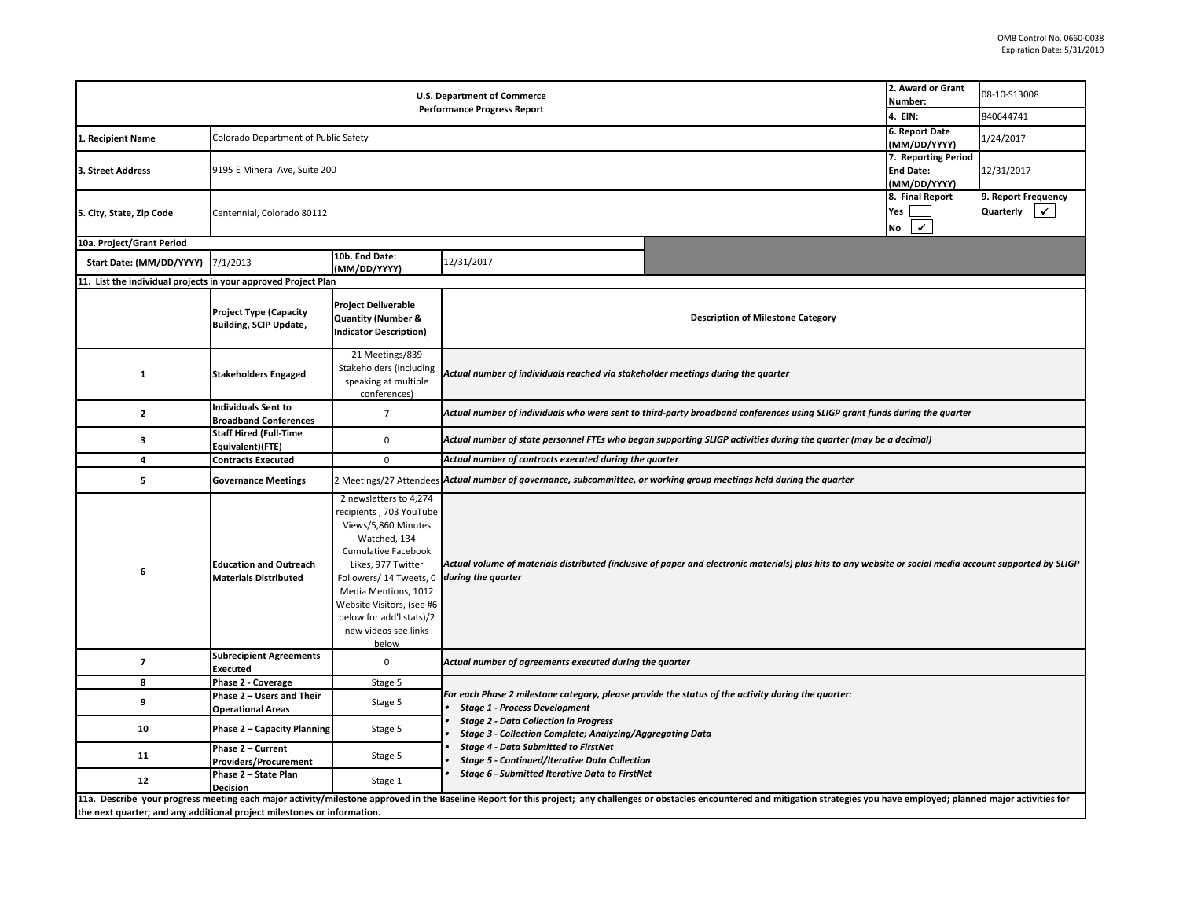OMB Control No. 0660-0038
Expiration Date: 5/31/2019

| U.S. Department of Commerce<br>Performance Progress Report | | | | 2. Award or Grant Number: | 08-10-S13008 |
|---|---|---|---|---|---|
| | | | | 4. EIN: | 840644741 |
| 1. Recipient Name | Colorado Department of Public Safety | | | 6. Report Date (MM/DD/YYYY) | 1/24/2017 |
| 3. Street Address | 9195 E Mineral Ave, Suite 200 | | | 7. Reporting Period End Date: (MM/DD/YYYY) | 12/31/2017 |
| 5. City, State, Zip Code | Centennial, Colorado 80112 | | | 8. Final Report<br>Yes ☐<br>No ✓ | 9. Report Frequency<br>Quarterly ✓ |
| 10a. Project/Grant Period | | | | | |
| Start Date: (MM/DD/YYYY) | 7/1/2013 | 10b. End Date: (MM/DD/YYYY) | 12/31/2017 | | |

**11. List the individual projects in your approved Project Plan**

| | Project Type (Capacity Building, SCIP Update, | Project Deliverable Quantity (Number & Indicator Description) | Description of Milestone Category |
|---|---|---|---|
| 1 | Stakeholders Engaged | 21 Meetings/839 Stakeholders (including speaking at multiple conferences) | *Actual number of individuals reached via stakeholder meetings during the quarter* |
| 2 | Individuals Sent to Broadband Conferences | 7 | *Actual number of individuals who were sent to third-party broadband conferences using SLIGP grant funds during the quarter* |
| 3 | Staff Hired (Full-Time Equivalent)(FTE) | 0 | *Actual number of state personnel FTEs who began supporting SLIGP activities during the quarter (may be a decimal)* |
| 4 | Contracts Executed | 0 | *Actual number of contracts executed during the quarter* |
| 5 | Governance Meetings | 2 Meetings/27 Attendees | *Actual number of governance, subcommittee, or working group meetings held during the quarter* |
| 6 | Education and Outreach Materials Distributed | 2 newsletters to 4,274 recipients , 703 YouTube Views/5,860 Minutes Watched, 134 Cumulative Facebook Likes, 977 Twitter Followers/ 14 Tweets, 0 Media Mentions, 1012 Website Visitors, (see #6 below for add'l stats)/2 new videos see links below | *Actual volume of materials distributed (inclusive of paper and electronic materials) plus hits to any website or social media account supported by SLIGP during the quarter* |
| 7 | Subrecipient Agreements Executed | 0 | *Actual number of agreements executed during the quarter* |
| 8 | Phase 2 - Coverage | Stage 5 | *For each Phase 2 milestone category, please provide the status of the activity during the quarter:*<br>• *Stage 1 - Process Development*<br>• *Stage 2 - Data Collection in Progress*<br>• *Stage 3 - Collection Complete; Analyzing/Aggregating Data*<br>• *Stage 4 - Data Submitted to FirstNet*<br>• *Stage 5 - Continued/Iterative Data Collection*<br>• *Stage 6 - Submitted Iterative Data to FirstNet* |
| 9 | Phase 2 – Users and Their Operational Areas | Stage 5 | |
| 10 | Phase 2 – Capacity Planning | Stage 5 | |
| 11 | Phase 2 – Current Providers/Procurement | Stage 5 | |
| 12 | Phase 2 – State Plan Decision | Stage 1 | |

**11a. Describe your progress meeting each major activity/milestone approved in the Baseline Report for this project; any challenges or obstacles encountered and mitigation strategies you have employed; planned major activities for the next quarter; and any additional project milestones or information.**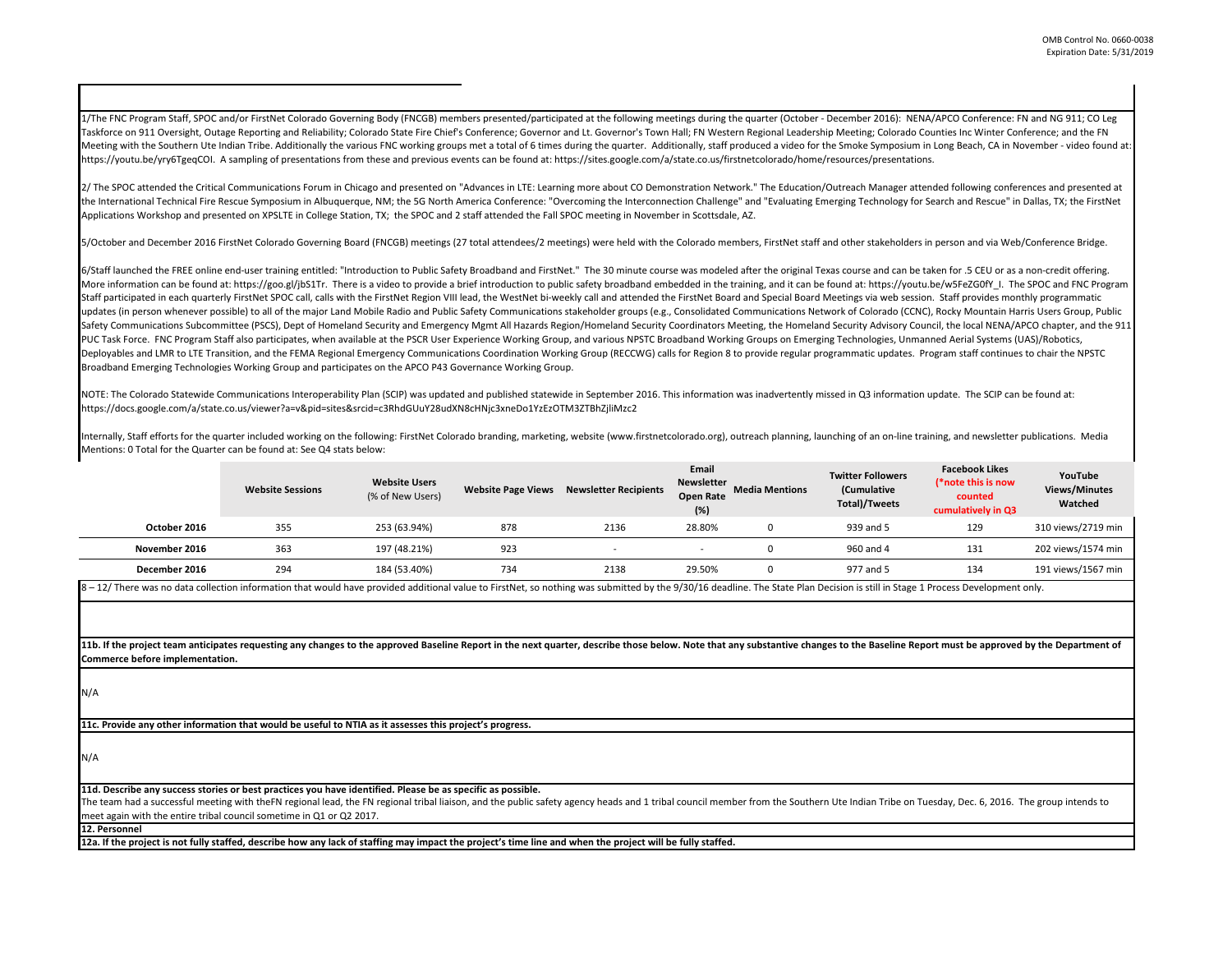1/The FNC Program Staff, SPOC and/or FirstNet Colorado Governing Body (FNCGB) members presented/participated at the following meetings during the quarter (October - December 2016): NENA/APCO Conference: FN and NG 911; CO Leg Taskforce on 911 Oversight, Outage Reporting and Reliability; Colorado State Fire Chief's Conference; Governor and Lt. Governor's Town Hall; FN Western Regional Leadership Meeting; Colorado Counties Inc Winter Conference; and the FN Meeting with the Southern Ute Indian Tribe. Additionally the various FNC working groups met a total of 6 times during the quarter. Additionally, staff produced a video for the Smoke Symposium in Long Beach, CA in November - video found at: https://youtu.be/yry6TgeqCOI. A sampling of presentations from these and previous events can be found at: https://sites.google.com/a/state.co.us/firstnetcolorado/home/resources/presentations.

2/ The SPOC attended the Critical Communications Forum in Chicago and presented on "Advances in LTE: Learning more about CO Demonstration Network." The Education/Outreach Manager attended following conferences and presented at the International Technical Fire Rescue Symposium in Albuquerque, NM; the 5G North America Conference: "Overcoming the Interconnection Challenge" and "Evaluating Emerging Technology for Search and Rescue" in Dallas, TX; the FirstNet Applications Workshop and presented on XPSLTE in College Station, TX; the SPOC and 2 staff attended the Fall SPOC meeting in November in Scottsdale, AZ.

5/October and December 2016 FirstNet Colorado Governing Board (FNCGB) meetings (27 total attendees/2 meetings) were held with the Colorado members, FirstNet staff and other stakeholders in person and via Web/Conference Bridge.

6/Staff launched the FREE online end-user training entitled: "Introduction to Public Safety Broadband and FirstNet." The 30 minute course was modeled after the original Texas course and can be taken for .5 CEU or as a non-credit offering. More information can be found at: https://goo.gl/jbS1Tr. There is a video to provide a brief introduction to public safety broadband embedded in the training, and it can be found at: https://youtu.be/w5FeZG0fY_I. The SPOC and FNC Program Staff participated in each quarterly FirstNet SPOC call, calls with the FirstNet Region VIII lead, the WestNet bi-weekly call and attended the FirstNet Board and Special Board Meetings via web session. Staff provides monthly programmatic updates (in person whenever possible) to all of the major Land Mobile Radio and Public Safety Communications stakeholder groups (e.g., Consolidated Communications Network of Colorado (CCNC), Rocky Mountain Harris Users Group, Public Safety Communications Subcommittee (PSCS), Dept of Homeland Security and Emergency Mgmt All Hazards Region/Homeland Security Coordinators Meeting, the Homeland Security Advisory Council, the local NENA/APCO chapter, and the 911 PUC Task Force. FNC Program Staff also participates, when available at the PSCR User Experience Working Group, and various NPSTC Broadband Working Groups on Emerging Technologies, Unmanned Aerial Systems (UAS)/Robotics, Deployables and LMR to LTE Transition, and the FEMA Regional Emergency Communications Coordination Working Group (RECCWG) calls for Region 8 to provide regular programmatic updates. Program staff continues to chair the NPSTC Broadband Emerging Technologies Working Group and participates on the APCO P43 Governance Working Group.

NOTE: The Colorado Statewide Communications Interoperability Plan (SCIP) was updated and published statewide in September 2016. This information was inadvertently missed in Q3 information update. The SCIP can be found at: https://docs.google.com/a/state.co.us/viewer?a=v&pid=sites&srcid=c3RhdGUuY28udXN8cHNjc3xneDo1YzEzOTM3ZTBhZjliMzc2

Internally, Staff efforts for the quarter included working on the following: FirstNet Colorado branding, marketing, website (www.firstnetcolorado.org), outreach planning, launching of an on-line training, and newsletter publications. Media Mentions: 0 Total for the Quarter can be found at: See Q4 stats below:

| | Website Sessions | Website Users (% of New Users) | Website Page Views | Newsletter Recipients | Email Newsletter Open Rate (%) | Media Mentions | Twitter Followers (Cumulative Total)/Tweets | Facebook Likes (*note this is now counted cumulatively in Q3 | YouTube Views/Minutes Watched |
|---|---|---|---|---|---|---|---|---|---|
| October 2016 | 355 | 253 (63.94%) | 878 | 2136 | 28.80% | 0 | 939 and 5 | 129 | 310 views/2719 min |
| November 2016 | 363 | 197 (48.21%) | 923 | - | - | 0 | 960 and 4 | 131 | 202 views/1574 min |
| December 2016 | 294 | 184 (53.40%) | 734 | 2138 | 29.50% | 0 | 977 and 5 | 134 | 191 views/1567 min |

8 – 12/ There was no data collection information that would have provided additional value to FirstNet, so nothing was submitted by the 9/30/16 deadline. The State Plan Decision is still in Stage 1 Process Development only.

**11b. If the project team anticipates requesting any changes to the approved Baseline Report in the next quarter, describe those below. Note that any substantive changes to the Baseline Report must be approved by the Department of Commerce before implementation.**

N/A

**11c. Provide any other information that would be useful to NTIA as it assesses this project's progress.**

N/A

**11d. Describe any success stories or best practices you have identified. Please be as specific as possible.**

The team had a successful meeting with theFN regional lead, the FN regional tribal liaison, and the public safety agency heads and 1 tribal council member from the Southern Ute Indian Tribe on Tuesday, Dec. 6, 2016. The group intends to meet again with the entire tribal council sometime in Q1 or Q2 2017.

**12. Personnel**

**12a. If the project is not fully staffed, describe how any lack of staffing may impact the project's time line and when the project will be fully staffed.**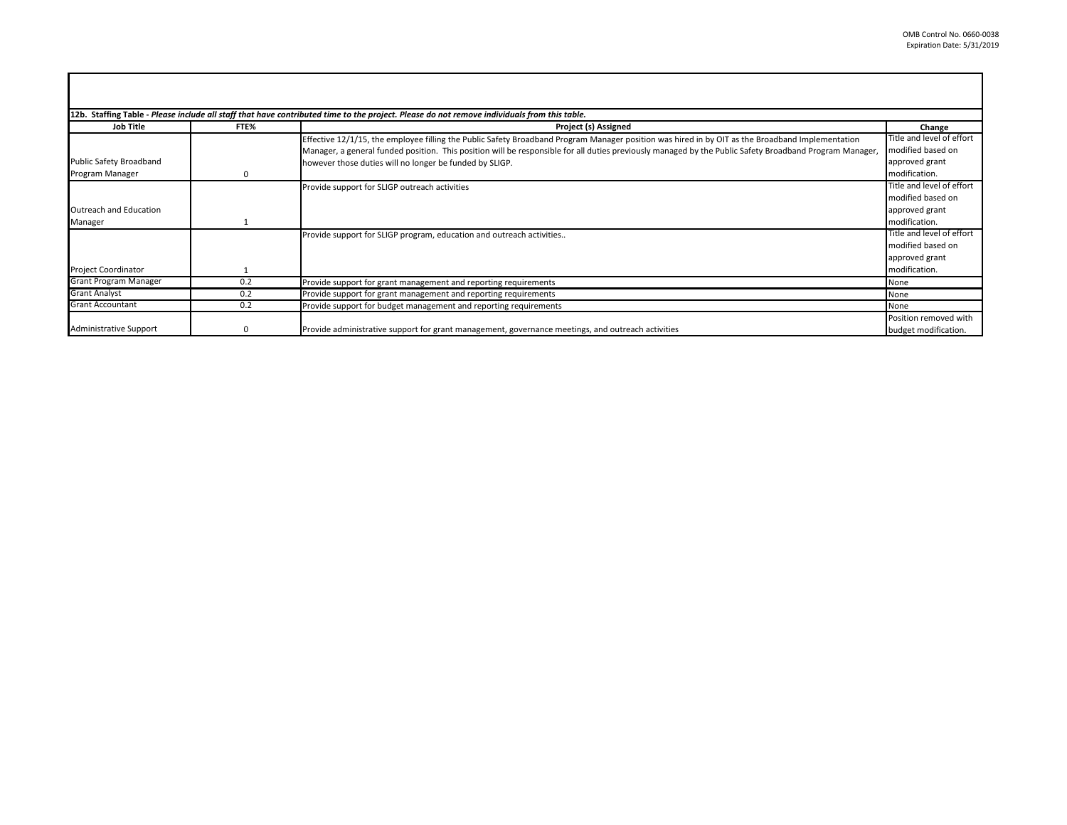**12b. Staffing Table** - *Please include all staff that have contributed time to the project. Please do not remove individuals from this table.*

| Job Title | FTE% | Project (s) Assigned | Change |
|---|---|---|---|
| Public Safety Broadband Program Manager | 0 | Effective 12/1/15, the employee filling the Public Safety Broadband Program Manager position was hired in by OIT as the Broadband Implementation Manager, a general funded position. This position will be responsible for all duties previously managed by the Public Safety Broadband Program Manager, however those duties will no longer be funded by SLIGP. | Title and level of effort modified based on approved grant modification. |
| Outreach and Education Manager | 1 | Provide support for SLIGP outreach activities | Title and level of effort modified based on approved grant modification. |
| Project Coordinator | 1 | Provide support for SLIGP program, education and outreach activities.. | Title and level of effort modified based on approved grant modification. |
| Grant Program Manager | 0.2 | Provide support for grant management and reporting requirements | None |
| Grant Analyst | 0.2 | Provide support for grant management and reporting requirements | None |
| Grant Accountant | 0.2 | Provide support for budget management and reporting requirements | None |
| Administrative Support | 0 | Provide administrative support for grant management, governance meetings, and outreach activities | Position removed with budget modification. |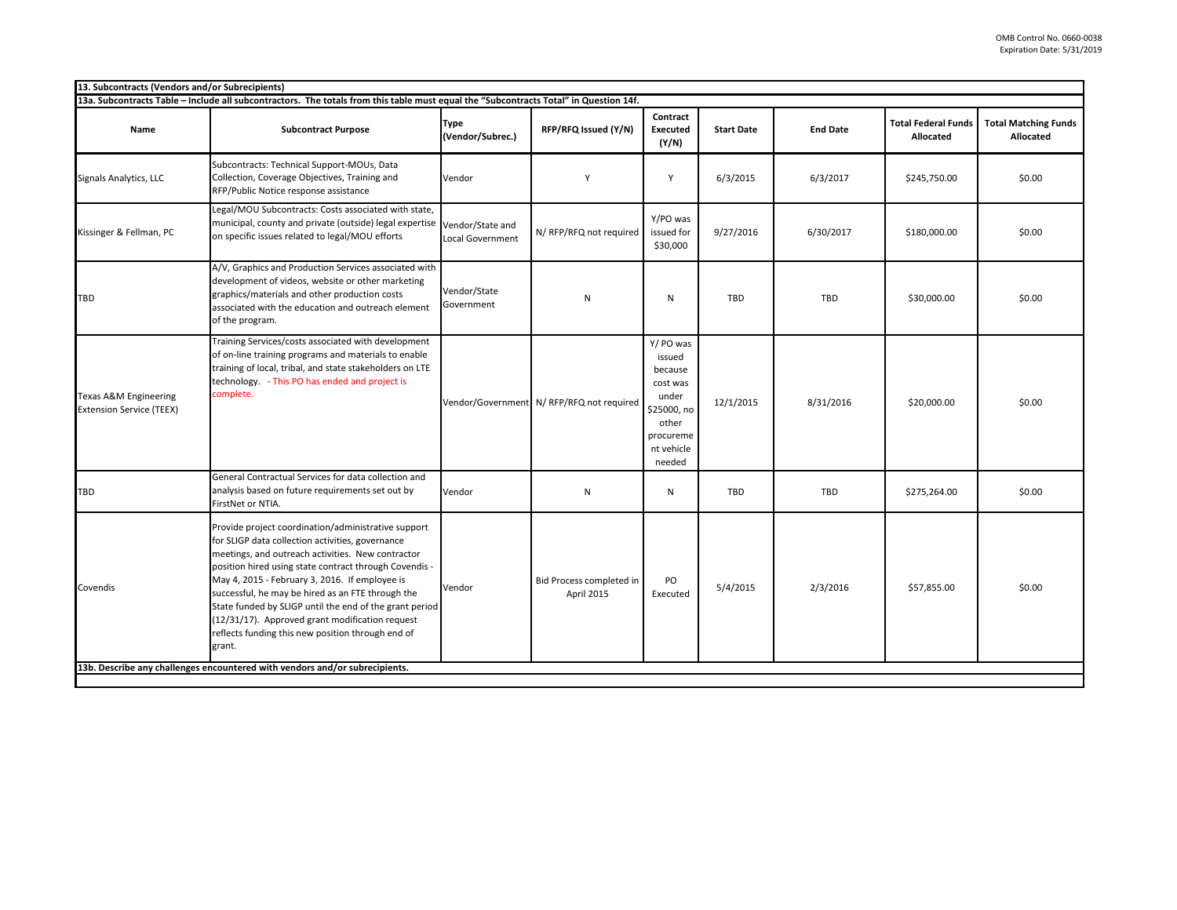## 13. Subcontracts (Vendors and/or Subrecipients)

**13a. Subcontracts Table – Include all subcontractors. The totals from this table must equal the "Subcontracts Total" in Question 14f.**

| Name | Subcontract Purpose | Type (Vendor/Subrec.) | RFP/RFQ Issued (Y/N) | Contract Executed (Y/N) | Start Date | End Date | Total Federal Funds Allocated | Total Matching Funds Allocated |
|---|---|---|---|---|---|---|---|---|
| Signals Analytics, LLC | Subcontracts: Technical Support-MOUs, Data Collection, Coverage Objectives, Training and RFP/Public Notice response assistance | Vendor | Y | Y | 6/3/2015 | 6/3/2017 | $245,750.00 | $0.00 |
| Kissinger & Fellman, PC | Legal/MOU Subcontracts: Costs associated with state, municipal, county and private (outside) legal expertise on specific issues related to legal/MOU efforts | Vendor/State and Local Government | N/ RFP/RFQ not required | Y/PO was issued for $30,000 | 9/27/2016 | 6/30/2017 | $180,000.00 | $0.00 |
| TBD | A/V, Graphics and Production Services associated with development of videos, website or other marketing graphics/materials and other production costs associated with the education and outreach element of the program. | Vendor/State Government | N | N | TBD | TBD | $30,000.00 | $0.00 |
| Texas A&M Engineering Extension Service (TEEX) | Training Services/costs associated with development of on-line training programs and materials to enable training of local, tribal, and state stakeholders on LTE technology. - This PO has ended and project is complete. | Vendor/Government | N/ RFP/RFQ not required | Y/ PO was issued because cost was under $25000, no other procurement vehicle needed | 12/1/2015 | 8/31/2016 | $20,000.00 | $0.00 |
| TBD | General Contractual Services for data collection and analysis based on future requirements set out by FirstNet or NTIA. | Vendor | N | N | TBD | TBD | $275,264.00 | $0.00 |
| Covendis | Provide project coordination/administrative support for SLIGP data collection activities, governance meetings, and outreach activities. New contractor position hired using state contract through Covendis - May 4, 2015 - February 3, 2016. If employee is successful, he may be hired as an FTE through the State funded by SLIGP until the end of the grant period (12/31/17). Approved grant modification request reflects funding this new position through end of grant. | Vendor | Bid Process completed in April 2015 | PO Executed | 5/4/2015 | 2/3/2016 | $57,855.00 | $0.00 |

**13b. Describe any challenges encountered with vendors and/or subrecipients.**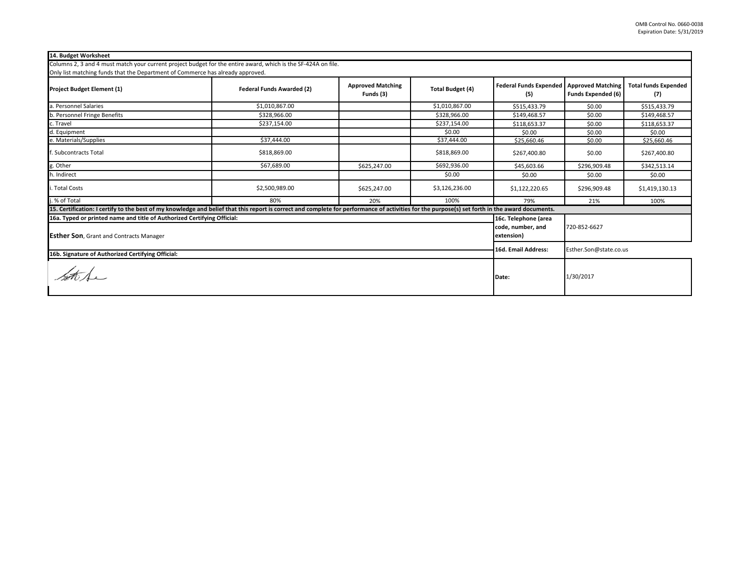OMB Control No. 0660-0038
Expiration Date: 5/31/2019

**14. Budget Worksheet**

Columns 2, 3 and 4 must match your current project budget for the entire award, which is the SF-424A on file.
Only list matching funds that the Department of Commerce has already approved.

| Project Budget Element (1) | Federal Funds Awarded (2) | Approved Matching Funds (3) | Total Budget (4) | Federal Funds Expended (5) | Approved Matching Funds Expended (6) | Total funds Expended (7) |
|---|---|---|---|---|---|---|
| a. Personnel Salaries | $1,010,867.00 | | $1,010,867.00 | $515,433.79 | $0.00 | $515,433.79 |
| b. Personnel Fringe Benefits | $328,966.00 | | $328,966.00 | $149,468.57 | $0.00 | $149,468.57 |
| c. Travel | $237,154.00 | | $237,154.00 | $118,653.37 | $0.00 | $118,653.37 |
| d. Equipment | | | $0.00 | $0.00 | $0.00 | $0.00 |
| e. Materials/Supplies | $37,444.00 | | $37,444.00 | $25,660.46 | $0.00 | $25,660.46 |
| f. Subcontracts Total | $818,869.00 | | $818,869.00 | $267,400.80 | $0.00 | $267,400.80 |
| g. Other | $67,689.00 | $625,247.00 | $692,936.00 | $45,603.66 | $296,909.48 | $342,513.14 |
| h. Indirect | | | $0.00 | $0.00 | $0.00 | $0.00 |
| i. Total Costs | $2,500,989.00 | $625,247.00 | $3,126,236.00 | $1,122,220.65 | $296,909.48 | $1,419,130.13 |
| j. % of Total | 80% | 20% | 100% | 79% | 21% | 100% |

**15. Certification: I certify to the best of my knowledge and belief that this report is correct and complete for performance of activities for the purpose(s) set forth in the award documents.**

| | | |
|---|---|---|
| **16a. Typed or printed name and title of Authorized Certifying Official:** **Esther Son**, Grant and Contracts Manager | **16c. Telephone (area code, number, and extension)** | 720-852-6627 |
| **16b. Signature of Authorized Certifying Official:** | **16d. Email Address:** | Esther.Son@state.co.us |
| [signature] | **Date:** | 1/30/2017 |